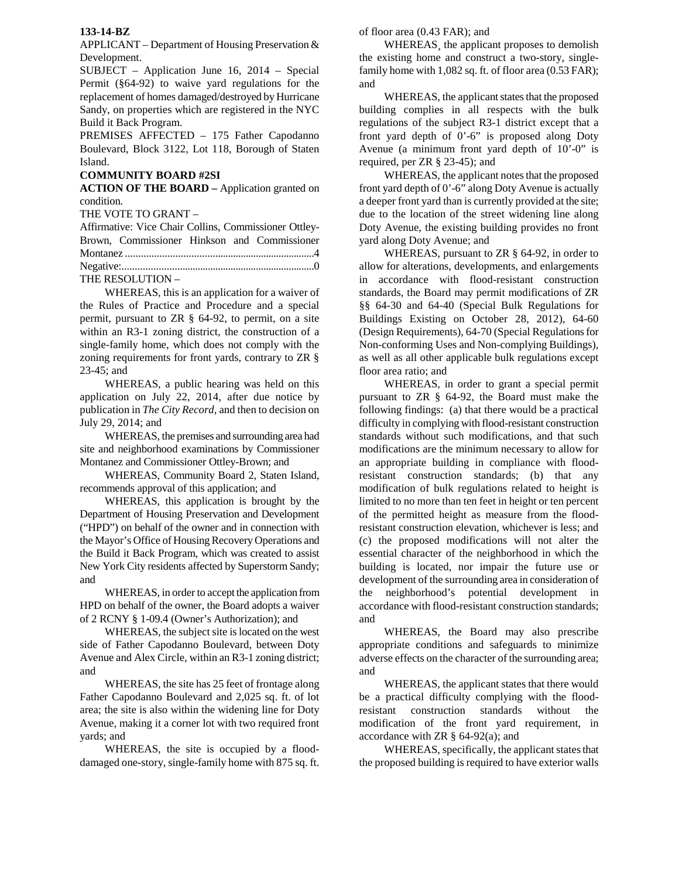**133-14-BZ**

APPLICANT – Department of Housing Preservation & Development.

SUBJECT – Application June 16, 2014 – Special Permit (§64-92) to waive yard regulations for the replacement of homes damaged/destroyed by Hurricane Sandy, on properties which are registered in the NYC Build it Back Program.

PREMISES AFFECTED – 175 Father Capodanno Boulevard, Block 3122, Lot 118, Borough of Staten Island.

**COMMUNITY BOARD #2SI**

**ACTION OF THE BOARD –** Application granted on condition.

THE VOTE TO GRANT –

Affirmative: Vice Chair Collins, Commissioner Ottley-Brown, Commissioner Hinkson and Commissioner Montanez ........................................................................4

Negative:..........................................................................0

THE RESOLUTION –

WHEREAS, this is an application for a waiver of the Rules of Practice and Procedure and a special permit, pursuant to ZR § 64-92, to permit, on a site within an R3-1 zoning district, the construction of a single-family home, which does not comply with the zoning requirements for front yards, contrary to ZR § 23-45; and

WHEREAS, a public hearing was held on this application on July 22, 2014, after due notice by publication in *The City Record*, and then to decision on July 29, 2014; and

WHEREAS, the premises and surrounding area had site and neighborhood examinations by Commissioner Montanez and Commissioner Ottley-Brown; and

WHEREAS, Community Board 2, Staten Island, recommends approval of this application; and

WHEREAS, this application is brought by the Department of Housing Preservation and Development ("HPD") on behalf of the owner and in connection with the Mayor's Office of Housing Recovery Operations and the Build it Back Program, which was created to assist New York City residents affected by Superstorm Sandy; and

WHEREAS, in order to accept the application from HPD on behalf of the owner, the Board adopts a waiver of 2 RCNY § 1-09.4 (Owner's Authorization); and

WHEREAS, the subject site is located on the west side of Father Capodanno Boulevard, between Doty Avenue and Alex Circle, within an R3-1 zoning district; and

WHEREAS, the site has 25 feet of frontage along Father Capodanno Boulevard and 2,025 sq. ft. of lot area; the site is also within the widening line for Doty Avenue, making it a corner lot with two required front yards; and

WHEREAS, the site is occupied by a flood-damaged one-story, single-family home with 875 sq. ft. of floor area (0.43 FAR); and

WHEREAS¸ the applicant proposes to demolish the existing home and construct a two-story, single-family home with 1,082 sq. ft. of floor area (0.53 FAR); and

WHEREAS, the applicant states that the proposed building complies in all respects with the bulk regulations of the subject R3-1 district except that a front yard depth of 0'-6" is proposed along Doty Avenue (a minimum front yard depth of 10'-0" is required, per ZR § 23-45); and

WHEREAS, the applicant notes that the proposed front yard depth of 0'-6" along Doty Avenue is actually a deeper front yard than is currently provided at the site; due to the location of the street widening line along Doty Avenue, the existing building provides no front yard along Doty Avenue; and

WHEREAS, pursuant to ZR § 64-92, in order to allow for alterations, developments, and enlargements in accordance with flood-resistant construction standards, the Board may permit modifications of ZR §§ 64-30 and 64-40 (Special Bulk Regulations for Buildings Existing on October 28, 2012), 64-60 (Design Requirements), 64-70 (Special Regulations for Non-conforming Uses and Non-complying Buildings), as well as all other applicable bulk regulations except floor area ratio; and

WHEREAS, in order to grant a special permit pursuant to ZR § 64-92, the Board must make the following findings: (a) that there would be a practical difficulty in complying with flood-resistant construction standards without such modifications, and that such modifications are the minimum necessary to allow for an appropriate building in compliance with flood-resistant construction standards; (b) that any modification of bulk regulations related to height is limited to no more than ten feet in height or ten percent of the permitted height as measure from the flood-resistant construction elevation, whichever is less; and (c) the proposed modifications will not alter the essential character of the neighborhood in which the building is located, nor impair the future use or development of the surrounding area in consideration of the neighborhood's potential development in accordance with flood-resistant construction standards; and

WHEREAS, the Board may also prescribe appropriate conditions and safeguards to minimize adverse effects on the character of the surrounding area; and

WHEREAS, the applicant states that there would be a practical difficulty complying with the flood-resistant construction standards without the modification of the front yard requirement, in accordance with ZR § 64-92(a); and

WHEREAS, specifically, the applicant states that the proposed building is required to have exterior walls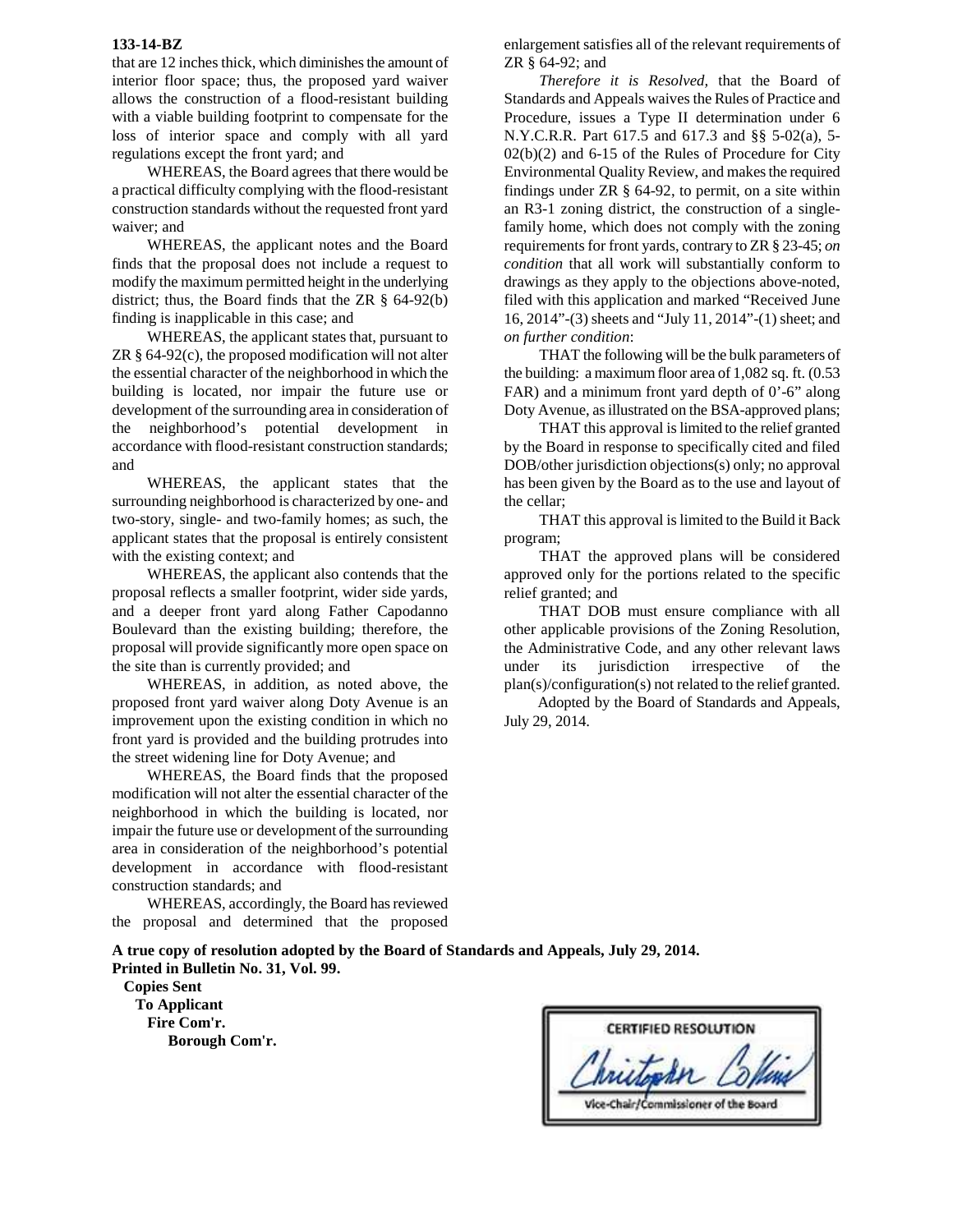**133-14-BZ**

that are 12 inches thick, which diminishes the amount of interior floor space; thus, the proposed yard waiver allows the construction of a flood-resistant building with a viable building footprint to compensate for the loss of interior space and comply with all yard regulations except the front yard; and

WHEREAS, the Board agrees that there would be a practical difficulty complying with the flood-resistant construction standards without the requested front yard waiver; and

WHEREAS, the applicant notes and the Board finds that the proposal does not include a request to modify the maximum permitted height in the underlying district; thus, the Board finds that the ZR § 64-92(b) finding is inapplicable in this case; and

WHEREAS, the applicant states that, pursuant to ZR § 64-92(c), the proposed modification will not alter the essential character of the neighborhood in which the building is located, nor impair the future use or development of the surrounding area in consideration of the neighborhood's potential development in accordance with flood-resistant construction standards; and

WHEREAS, the applicant states that the surrounding neighborhood is characterized by one- and two-story, single- and two-family homes; as such, the applicant states that the proposal is entirely consistent with the existing context; and

WHEREAS, the applicant also contends that the proposal reflects a smaller footprint, wider side yards, and a deeper front yard along Father Capodanno Boulevard than the existing building; therefore, the proposal will provide significantly more open space on the site than is currently provided; and

WHEREAS, in addition, as noted above, the proposed front yard waiver along Doty Avenue is an improvement upon the existing condition in which no front yard is provided and the building protrudes into the street widening line for Doty Avenue; and

WHEREAS, the Board finds that the proposed modification will not alter the essential character of the neighborhood in which the building is located, nor impair the future use or development of the surrounding area in consideration of the neighborhood's potential development in accordance with flood-resistant construction standards; and

WHEREAS, accordingly, the Board has reviewed the proposal and determined that the proposed enlargement satisfies all of the relevant requirements of ZR § 64-92; and

*Therefore it is Resolved,* that the Board of Standards and Appeals waives the Rules of Practice and Procedure, issues a Type II determination under 6 N.Y.C.R.R. Part 617.5 and 617.3 and §§ 5-02(a), 5-02(b)(2) and 6-15 of the Rules of Procedure for City Environmental Quality Review, and makes the required findings under ZR § 64-92, to permit, on a site within an R3-1 zoning district, the construction of a single-family home, which does not comply with the zoning requirements for front yards, contrary to ZR § 23-45; *on condition* that all work will substantially conform to drawings as they apply to the objections above-noted, filed with this application and marked "Received June 16, 2014"-(3) sheets and "July 11, 2014"-(1) sheet; and *on further condition*:

THAT the following will be the bulk parameters of the building: a maximum floor area of 1,082 sq. ft. (0.53 FAR) and a minimum front yard depth of 0'-6" along Doty Avenue, as illustrated on the BSA-approved plans;

THAT this approval is limited to the relief granted by the Board in response to specifically cited and filed DOB/other jurisdiction objections(s) only; no approval has been given by the Board as to the use and layout of the cellar;

THAT this approval is limited to the Build it Back program;

THAT the approved plans will be considered approved only for the portions related to the specific relief granted; and

THAT DOB must ensure compliance with all other applicable provisions of the Zoning Resolution, the Administrative Code, and any other relevant laws under its jurisdiction irrespective of the plan(s)/configuration(s) not related to the relief granted.

Adopted by the Board of Standards and Appeals, July 29, 2014.

**A true copy of resolution adopted by the Board of Standards and Appeals, July 29, 2014.**
**Printed in Bulletin No. 31, Vol. 99.**

**Copies Sent**
**To Applicant**
**Fire Com'r.**
**Borough Com'r.**

CERTIFIED RESOLUTION

Christopher Collins

Vice-Chair/Commissioner of the Board